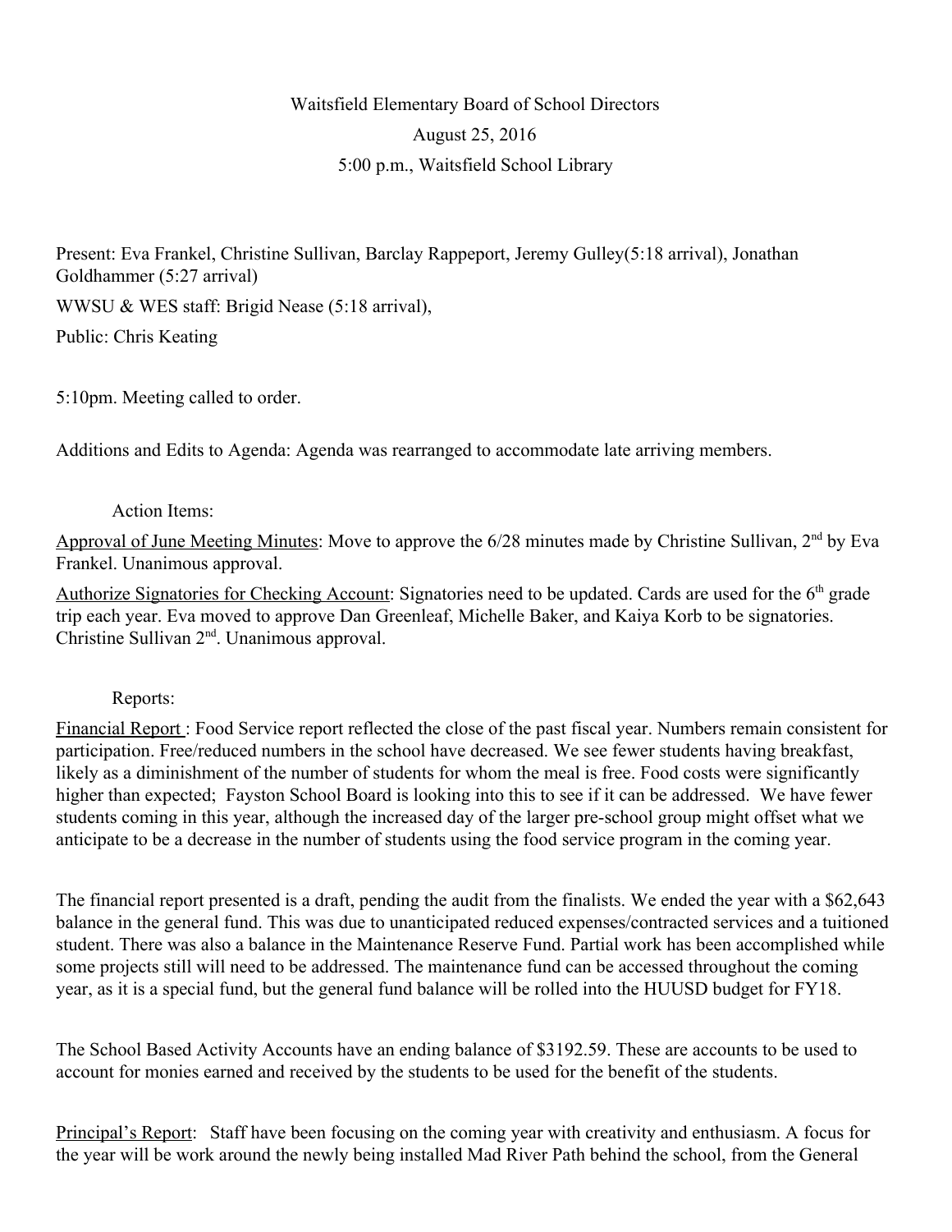Waitsfield Elementary Board of School Directors

August 25, 2016

5:00 p.m., Waitsfield School Library

Present: Eva Frankel, Christine Sullivan, Barclay Rappeport, Jeremy Gulley(5:18 arrival), Jonathan Goldhammer (5:27 arrival)

WWSU & WES staff: Brigid Nease (5:18 arrival),

Public: Chris Keating

5:10pm. Meeting called to order.

Additions and Edits to Agenda: Agenda was rearranged to accommodate late arriving members.

Action Items:

Approval of June Meeting Minutes: Move to approve the 6/28 minutes made by Christine Sullivan, 2nd by Eva Frankel. Unanimous approval.

Authorize Signatories for Checking Account: Signatories need to be updated. Cards are used for the 6th grade trip each year. Eva moved to approve Dan Greenleaf, Michelle Baker, and Kaiya Korb to be signatories. Christine Sullivan 2nd. Unanimous approval.

Reports:

Financial Report : Food Service report reflected the close of the past fiscal year. Numbers remain consistent for participation. Free/reduced numbers in the school have decreased. We see fewer students having breakfast, likely as a diminishment of the number of students for whom the meal is free. Food costs were significantly higher than expected; Fayston School Board is looking into this to see if it can be addressed. We have fewer students coming in this year, although the increased day of the larger pre-school group might offset what we anticipate to be a decrease in the number of students using the food service program in the coming year.

The financial report presented is a draft, pending the audit from the finalists. We ended the year with a $62,643 balance in the general fund. This was due to unanticipated reduced expenses/contracted services and a tuitioned student. There was also a balance in the Maintenance Reserve Fund. Partial work has been accomplished while some projects still will need to be addressed. The maintenance fund can be accessed throughout the coming year, as it is a special fund, but the general fund balance will be rolled into the HUUSD budget for FY18.

The School Based Activity Accounts have an ending balance of $3192.59. These are accounts to be used to account for monies earned and received by the students to be used for the benefit of the students.

Principal's Report: Staff have been focusing on the coming year with creativity and enthusiasm. A focus for the year will be work around the newly being installed Mad River Path behind the school, from the General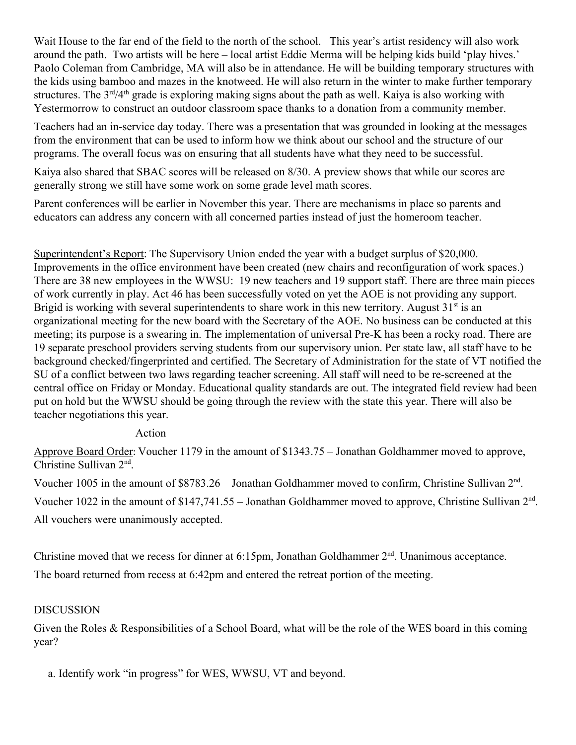Wait House to the far end of the field to the north of the school.   This year's artist residency will also work around the path.  Two artists will be here – local artist Eddie Merma will be helping kids build 'play hives.' Paolo Coleman from Cambridge, MA will also be in attendance. He will be building temporary structures with the kids using bamboo and mazes in the knotweed. He will also return in the winter to make further temporary structures. The 3rd/4th grade is exploring making signs about the path as well. Kaiya is also working with Yestermorrow to construct an outdoor classroom space thanks to a donation from a community member.

Teachers had an in-service day today. There was a presentation that was grounded in looking at the messages from the environment that can be used to inform how we think about our school and the structure of our programs. The overall focus was on ensuring that all students have what they need to be successful.

Kaiya also shared that SBAC scores will be released on 8/30. A preview shows that while our scores are generally strong we still have some work on some grade level math scores.

Parent conferences will be earlier in November this year. There are mechanisms in place so parents and educators can address any concern with all concerned parties instead of just the homeroom teacher.

Superintendent's Report: The Supervisory Union ended the year with a budget surplus of $20,000. Improvements in the office environment have been created (new chairs and reconfiguration of work spaces.) There are 38 new employees in the WWSU:  19 new teachers and 19 support staff. There are three main pieces of work currently in play. Act 46 has been successfully voted on yet the AOE is not providing any support. Brigid is working with several superintendents to share work in this new territory. August 31st is an organizational meeting for the new board with the Secretary of the AOE. No business can be conducted at this meeting; its purpose is a swearing in. The implementation of universal Pre-K has been a rocky road. There are 19 separate preschool providers serving students from our supervisory union. Per state law, all staff have to be background checked/fingerprinted and certified. The Secretary of Administration for the state of VT notified the SU of a conflict between two laws regarding teacher screening. All staff will need to be re-screened at the central office on Friday or Monday. Educational quality standards are out. The integrated field review had been put on hold but the WWSU should be going through the review with the state this year. There will also be teacher negotiations this year.

Action

Approve Board Order: Voucher 1179 in the amount of $1343.75 – Jonathan Goldhammer moved to approve, Christine Sullivan 2nd.

Voucher 1005 in the amount of $8783.26 – Jonathan Goldhammer moved to confirm, Christine Sullivan 2nd.

Voucher 1022 in the amount of $147,741.55 – Jonathan Goldhammer moved to approve, Christine Sullivan 2nd.

All vouchers were unanimously accepted.

Christine moved that we recess for dinner at 6:15pm, Jonathan Goldhammer 2nd. Unanimous acceptance.

The board returned from recess at 6:42pm and entered the retreat portion of the meeting.

DISCUSSION

Given the Roles & Responsibilities of a School Board, what will be the role of the WES board in this coming year?

a. Identify work "in progress" for WES, WWSU, VT and beyond.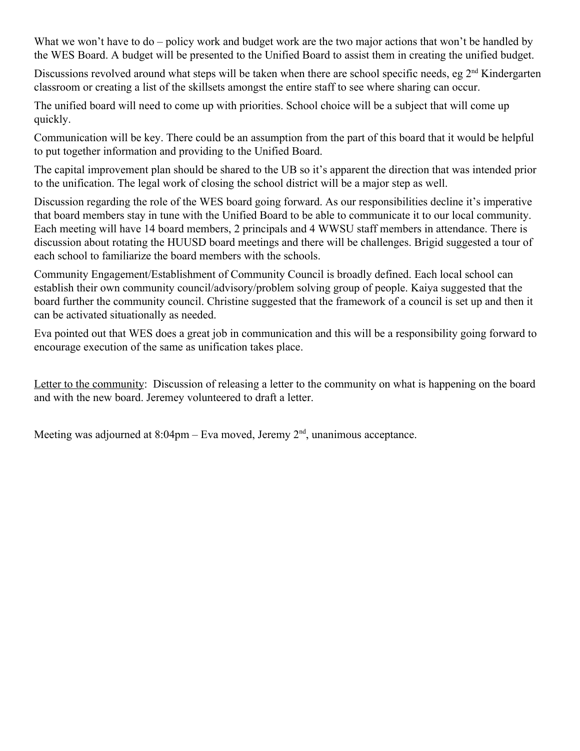What we won't have to do – policy work and budget work are the two major actions that won't be handled by the WES Board. A budget will be presented to the Unified Board to assist them in creating the unified budget.

Discussions revolved around what steps will be taken when there are school specific needs, eg 2nd Kindergarten classroom or creating a list of the skillsets amongst the entire staff to see where sharing can occur.

The unified board will need to come up with priorities. School choice will be a subject that will come up quickly.

Communication will be key. There could be an assumption from the part of this board that it would be helpful to put together information and providing to the Unified Board.

The capital improvement plan should be shared to the UB so it's apparent the direction that was intended prior to the unification. The legal work of closing the school district will be a major step as well.

Discussion regarding the role of the WES board going forward. As our responsibilities decline it's imperative that board members stay in tune with the Unified Board to be able to communicate it to our local community. Each meeting will have 14 board members, 2 principals and 4 WWSU staff members in attendance. There is discussion about rotating the HUUSD board meetings and there will be challenges. Brigid suggested a tour of each school to familiarize the board members with the schools.

Community Engagement/Establishment of Community Council is broadly defined. Each local school can establish their own community council/advisory/problem solving group of people. Kaiya suggested that the board further the community council. Christine suggested that the framework of a council is set up and then it can be activated situationally as needed.

Eva pointed out that WES does a great job in communication and this will be a responsibility going forward to encourage execution of the same as unification takes place.

Letter to the community: Discussion of releasing a letter to the community on what is happening on the board and with the new board. Jeremey volunteered to draft a letter.

Meeting was adjourned at 8:04pm – Eva moved, Jeremy 2nd, unanimous acceptance.